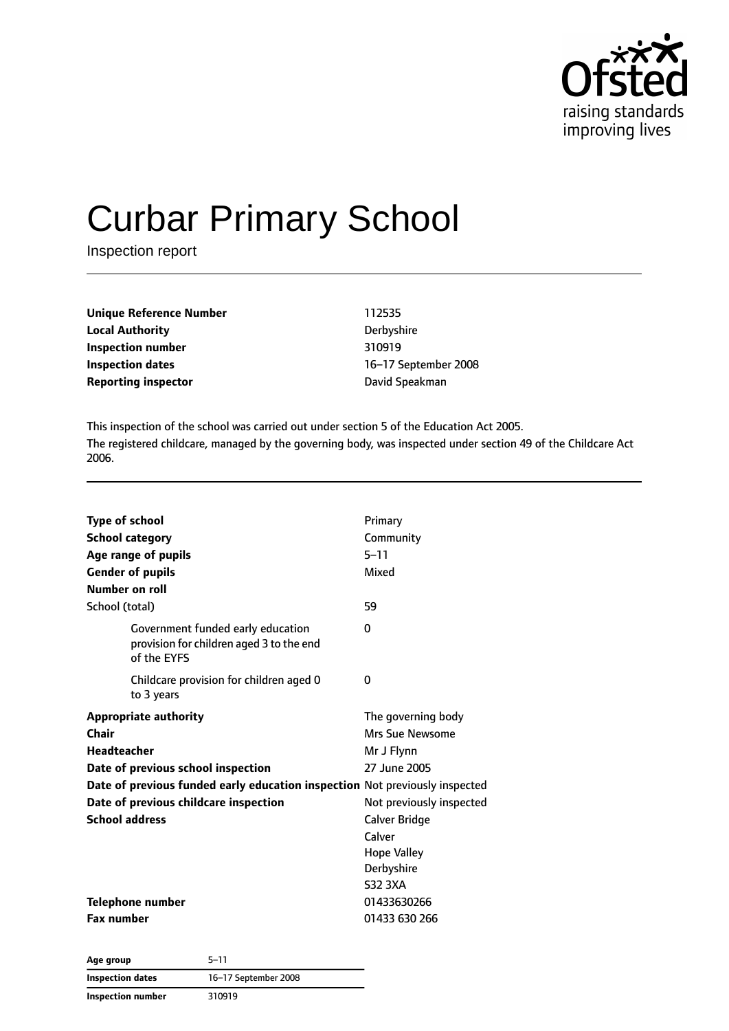Ofsted
raising standards
improving lives

# Curbar Primary School

Inspection report

| | |
|---|---|
| **Unique Reference Number** | 112535 |
| **Local Authority** | Derbyshire |
| **Inspection number** | 310919 |
| **Inspection dates** | 16–17 September 2008 |
| **Reporting inspector** | David Speakman |

This inspection of the school was carried out under section 5 of the Education Act 2005.

The registered childcare, managed by the governing body, was inspected under section 49 of the Childcare Act 2006.

| | |
|---|---|
| **Type of school** | Primary |
| **School category** | Community |
| **Age range of pupils** | 5–11 |
| **Gender of pupils** | Mixed |
| **Number on roll** | |
| School (total) | 59 |
| Government funded early education provision for children aged 3 to the end of the EYFS | 0 |
| Childcare provision for children aged 0 to 3 years | 0 |
| **Appropriate authority** | The governing body |
| **Chair** | Mrs Sue Newsome |
| **Headteacher** | Mr J Flynn |
| **Date of previous school inspection** | 27 June 2005 |
| **Date of previous funded early education inspection** | Not previously inspected |
| **Date of previous childcare inspection** | Not previously inspected |
| **School address** | Calver Bridge<br>Calver<br>Hope Valley<br>Derbyshire<br>S32 3XA |
| **Telephone number** | 01433630266 |
| **Fax number** | 01433 630 266 |

| | |
|---|---|
| **Age group** | 5–11 |
| **Inspection dates** | 16–17 September 2008 |
| **Inspection number** | 310919 |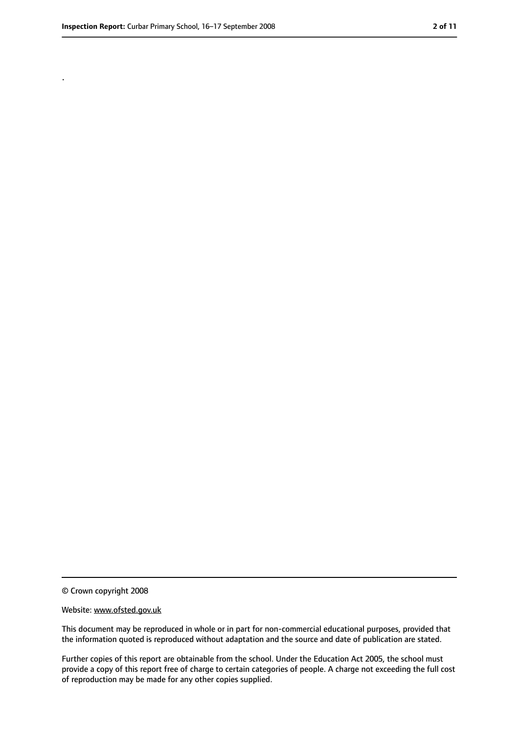.

© Crown copyright 2008

Website: www.ofsted.gov.uk

This document may be reproduced in whole or in part for non-commercial educational purposes, provided that the information quoted is reproduced without adaptation and the source and date of publication are stated.

Further copies of this report are obtainable from the school. Under the Education Act 2005, the school must provide a copy of this report free of charge to certain categories of people. A charge not exceeding the full cost of reproduction may be made for any other copies supplied.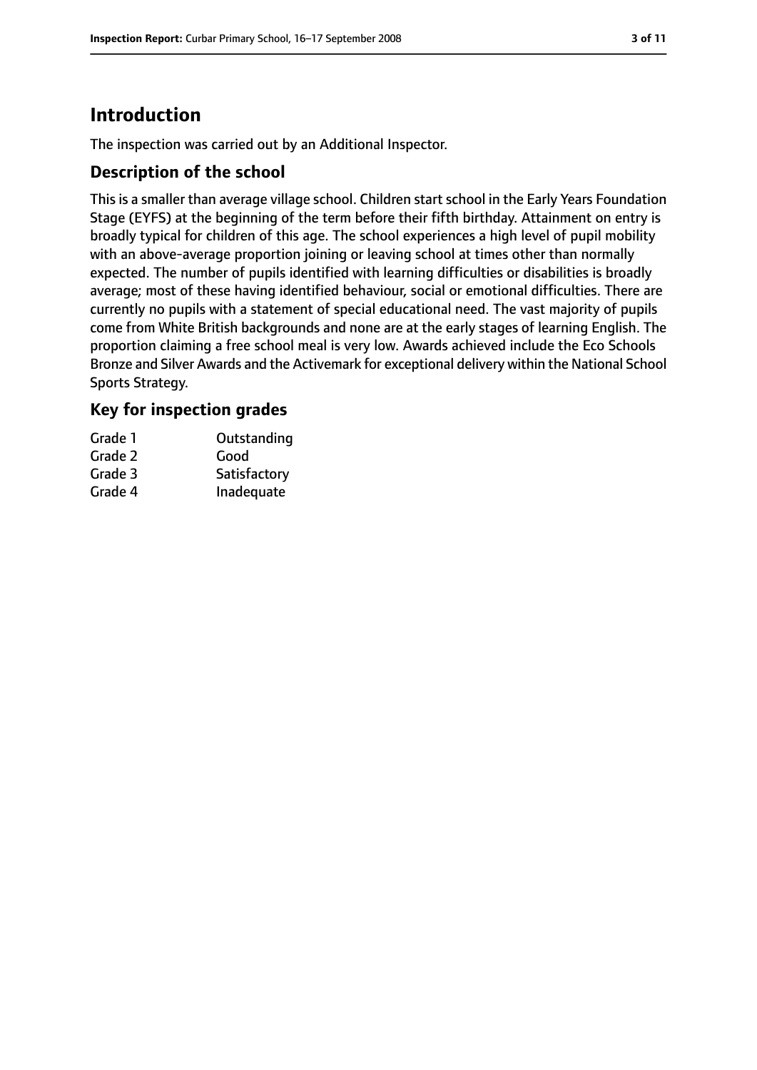# Introduction

The inspection was carried out by an Additional Inspector.

## Description of the school

This is a smaller than average village school. Children start school in the Early Years Foundation Stage (EYFS) at the beginning of the term before their fifth birthday. Attainment on entry is broadly typical for children of this age. The school experiences a high level of pupil mobility with an above-average proportion joining or leaving school at times other than normally expected. The number of pupils identified with learning difficulties or disabilities is broadly average; most of these having identified behaviour, social or emotional difficulties. There are currently no pupils with a statement of special educational need. The vast majority of pupils come from White British backgrounds and none are at the early stages of learning English. The proportion claiming a free school meal is very low. Awards achieved include the Eco Schools Bronze and Silver Awards and the Activemark for exceptional delivery within the National School Sports Strategy.

## Key for inspection grades

| | |
|---|---|
| Grade 1 | Outstanding |
| Grade 2 | Good |
| Grade 3 | Satisfactory |
| Grade 4 | Inadequate |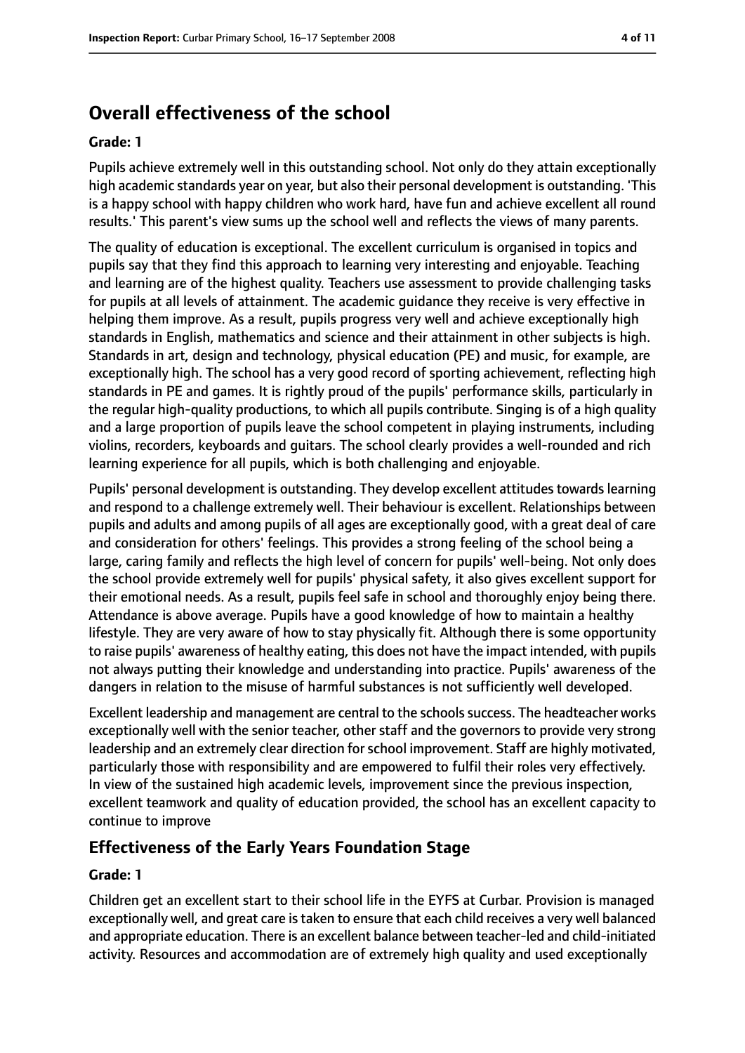## Overall effectiveness of the school

**Grade: 1**

Pupils achieve extremely well in this outstanding school. Not only do they attain exceptionally high academic standards year on year, but also their personal development is outstanding. 'This is a happy school with happy children who work hard, have fun and achieve excellent all round results.' This parent's view sums up the school well and reflects the views of many parents.

The quality of education is exceptional. The excellent curriculum is organised in topics and pupils say that they find this approach to learning very interesting and enjoyable. Teaching and learning are of the highest quality. Teachers use assessment to provide challenging tasks for pupils at all levels of attainment. The academic guidance they receive is very effective in helping them improve. As a result, pupils progress very well and achieve exceptionally high standards in English, mathematics and science and their attainment in other subjects is high. Standards in art, design and technology, physical education (PE) and music, for example, are exceptionally high. The school has a very good record of sporting achievement, reflecting high standards in PE and games. It is rightly proud of the pupils' performance skills, particularly in the regular high-quality productions, to which all pupils contribute. Singing is of a high quality and a large proportion of pupils leave the school competent in playing instruments, including violins, recorders, keyboards and guitars. The school clearly provides a well-rounded and rich learning experience for all pupils, which is both challenging and enjoyable.

Pupils' personal development is outstanding. They develop excellent attitudes towards learning and respond to a challenge extremely well. Their behaviour is excellent. Relationships between pupils and adults and among pupils of all ages are exceptionally good, with a great deal of care and consideration for others' feelings. This provides a strong feeling of the school being a large, caring family and reflects the high level of concern for pupils' well-being. Not only does the school provide extremely well for pupils' physical safety, it also gives excellent support for their emotional needs. As a result, pupils feel safe in school and thoroughly enjoy being there. Attendance is above average. Pupils have a good knowledge of how to maintain a healthy lifestyle. They are very aware of how to stay physically fit. Although there is some opportunity to raise pupils' awareness of healthy eating, this does not have the impact intended, with pupils not always putting their knowledge and understanding into practice. Pupils' awareness of the dangers in relation to the misuse of harmful substances is not sufficiently well developed.

Excellent leadership and management are central to the schools success. The headteacher works exceptionally well with the senior teacher, other staff and the governors to provide very strong leadership and an extremely clear direction for school improvement. Staff are highly motivated, particularly those with responsibility and are empowered to fulfil their roles very effectively. In view of the sustained high academic levels, improvement since the previous inspection, excellent teamwork and quality of education provided, the school has an excellent capacity to continue to improve

### Effectiveness of the Early Years Foundation Stage

**Grade: 1**

Children get an excellent start to their school life in the EYFS at Curbar. Provision is managed exceptionally well, and great care is taken to ensure that each child receives a very well balanced and appropriate education. There is an excellent balance between teacher-led and child-initiated activity. Resources and accommodation are of extremely high quality and used exceptionally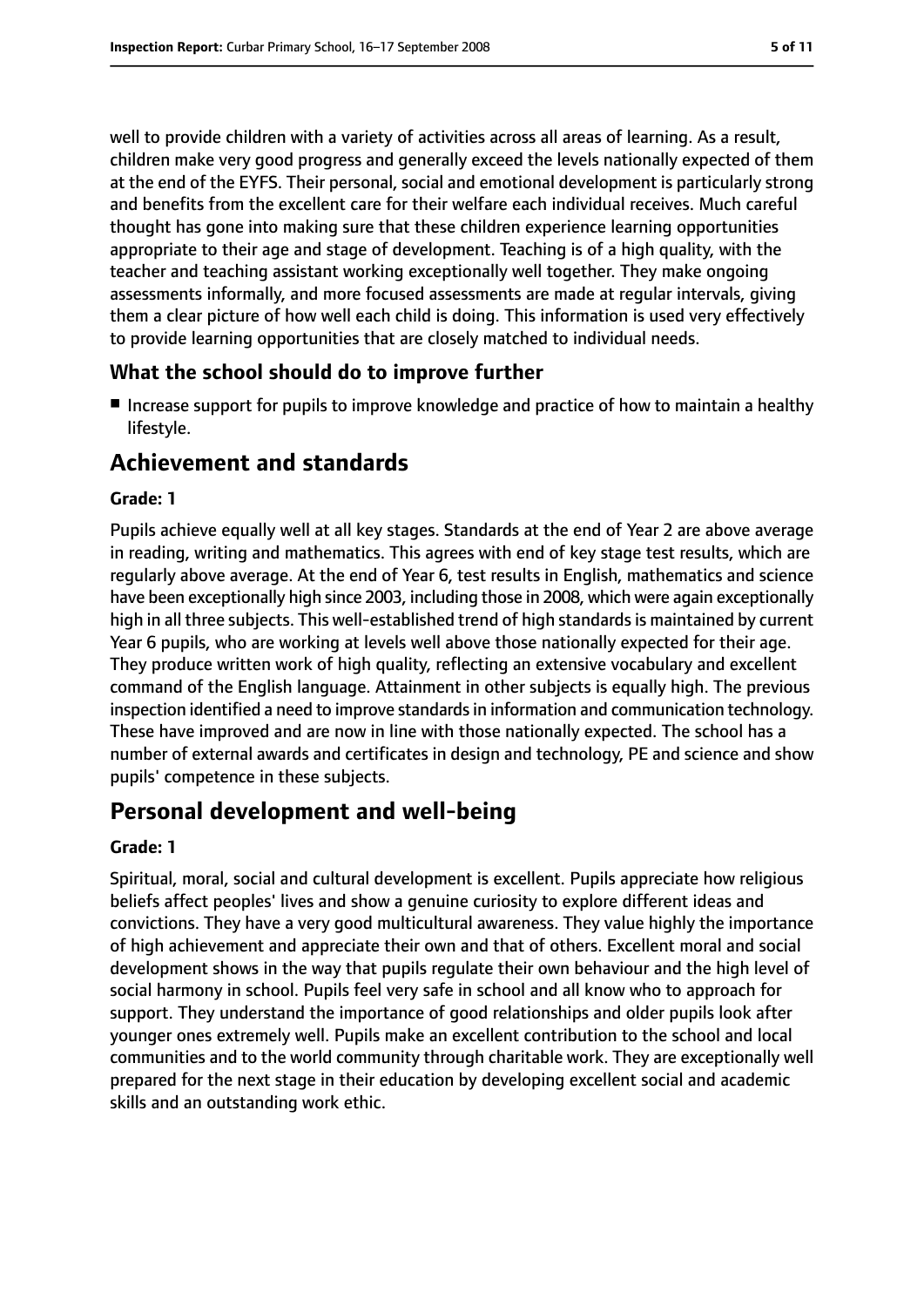well to provide children with a variety of activities across all areas of learning. As a result, children make very good progress and generally exceed the levels nationally expected of them at the end of the EYFS. Their personal, social and emotional development is particularly strong and benefits from the excellent care for their welfare each individual receives. Much careful thought has gone into making sure that these children experience learning opportunities appropriate to their age and stage of development. Teaching is of a high quality, with the teacher and teaching assistant working exceptionally well together. They make ongoing assessments informally, and more focused assessments are made at regular intervals, giving them a clear picture of how well each child is doing. This information is used very effectively to provide learning opportunities that are closely matched to individual needs.

### What the school should do to improve further

- Increase support for pupils to improve knowledge and practice of how to maintain a healthy lifestyle.

## Achievement and standards

#### Grade: 1

Pupils achieve equally well at all key stages. Standards at the end of Year 2 are above average in reading, writing and mathematics. This agrees with end of key stage test results, which are regularly above average. At the end of Year 6, test results in English, mathematics and science have been exceptionally high since 2003, including those in 2008, which were again exceptionally high in all three subjects. This well-established trend of high standards is maintained by current Year 6 pupils, who are working at levels well above those nationally expected for their age. They produce written work of high quality, reflecting an extensive vocabulary and excellent command of the English language. Attainment in other subjects is equally high. The previous inspection identified a need to improve standards in information and communication technology. These have improved and are now in line with those nationally expected. The school has a number of external awards and certificates in design and technology, PE and science and show pupils' competence in these subjects.

## Personal development and well-being

#### Grade: 1

Spiritual, moral, social and cultural development is excellent. Pupils appreciate how religious beliefs affect peoples' lives and show a genuine curiosity to explore different ideas and convictions. They have a very good multicultural awareness. They value highly the importance of high achievement and appreciate their own and that of others. Excellent moral and social development shows in the way that pupils regulate their own behaviour and the high level of social harmony in school. Pupils feel very safe in school and all know who to approach for support. They understand the importance of good relationships and older pupils look after younger ones extremely well. Pupils make an excellent contribution to the school and local communities and to the world community through charitable work. They are exceptionally well prepared for the next stage in their education by developing excellent social and academic skills and an outstanding work ethic.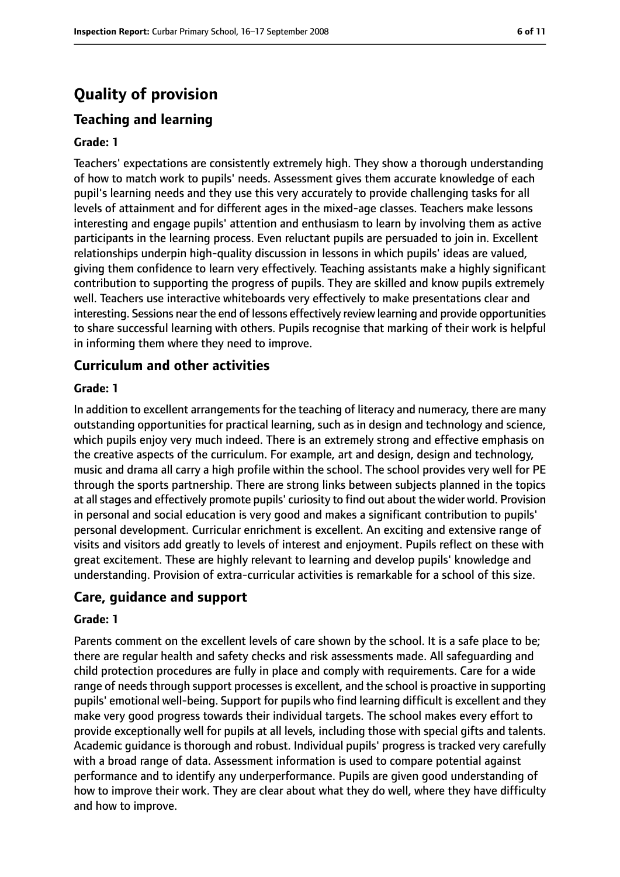# Quality of provision

## Teaching and learning

### Grade: 1

Teachers' expectations are consistently extremely high. They show a thorough understanding of how to match work to pupils' needs. Assessment gives them accurate knowledge of each pupil's learning needs and they use this very accurately to provide challenging tasks for all levels of attainment and for different ages in the mixed-age classes. Teachers make lessons interesting and engage pupils' attention and enthusiasm to learn by involving them as active participants in the learning process. Even reluctant pupils are persuaded to join in. Excellent relationships underpin high-quality discussion in lessons in which pupils' ideas are valued, giving them confidence to learn very effectively. Teaching assistants make a highly significant contribution to supporting the progress of pupils. They are skilled and know pupils extremely well. Teachers use interactive whiteboards very effectively to make presentations clear and interesting. Sessions near the end of lessons effectively review learning and provide opportunities to share successful learning with others. Pupils recognise that marking of their work is helpful in informing them where they need to improve.

## Curriculum and other activities

### Grade: 1

In addition to excellent arrangements for the teaching of literacy and numeracy, there are many outstanding opportunities for practical learning, such as in design and technology and science, which pupils enjoy very much indeed. There is an extremely strong and effective emphasis on the creative aspects of the curriculum. For example, art and design, design and technology, music and drama all carry a high profile within the school. The school provides very well for PE through the sports partnership. There are strong links between subjects planned in the topics at all stages and effectively promote pupils' curiosity to find out about the wider world. Provision in personal and social education is very good and makes a significant contribution to pupils' personal development. Curricular enrichment is excellent. An exciting and extensive range of visits and visitors add greatly to levels of interest and enjoyment. Pupils reflect on these with great excitement. These are highly relevant to learning and develop pupils' knowledge and understanding. Provision of extra-curricular activities is remarkable for a school of this size.

## Care, guidance and support

### Grade: 1

Parents comment on the excellent levels of care shown by the school. It is a safe place to be; there are regular health and safety checks and risk assessments made. All safeguarding and child protection procedures are fully in place and comply with requirements. Care for a wide range of needs through support processes is excellent, and the school is proactive in supporting pupils' emotional well-being. Support for pupils who find learning difficult is excellent and they make very good progress towards their individual targets. The school makes every effort to provide exceptionally well for pupils at all levels, including those with special gifts and talents. Academic guidance is thorough and robust. Individual pupils' progress is tracked very carefully with a broad range of data. Assessment information is used to compare potential against performance and to identify any underperformance. Pupils are given good understanding of how to improve their work. They are clear about what they do well, where they have difficulty and how to improve.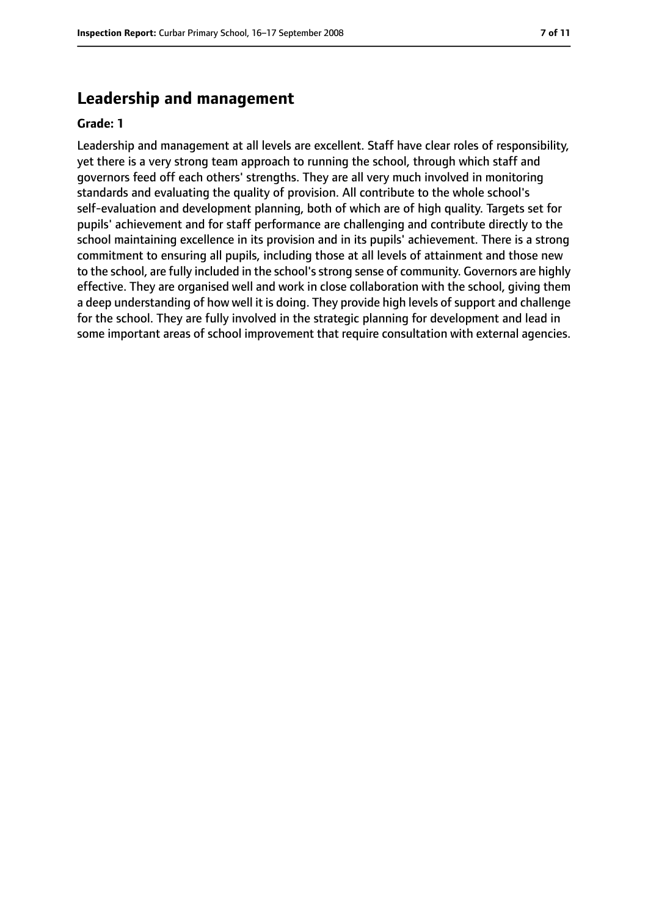## Leadership and management

**Grade: 1**

Leadership and management at all levels are excellent. Staff have clear roles of responsibility, yet there is a very strong team approach to running the school, through which staff and governors feed off each others' strengths. They are all very much involved in monitoring standards and evaluating the quality of provision. All contribute to the whole school's self-evaluation and development planning, both of which are of high quality. Targets set for pupils' achievement and for staff performance are challenging and contribute directly to the school maintaining excellence in its provision and in its pupils' achievement. There is a strong commitment to ensuring all pupils, including those at all levels of attainment and those new to the school, are fully included in the school's strong sense of community. Governors are highly effective. They are organised well and work in close collaboration with the school, giving them a deep understanding of how well it is doing. They provide high levels of support and challenge for the school. They are fully involved in the strategic planning for development and lead in some important areas of school improvement that require consultation with external agencies.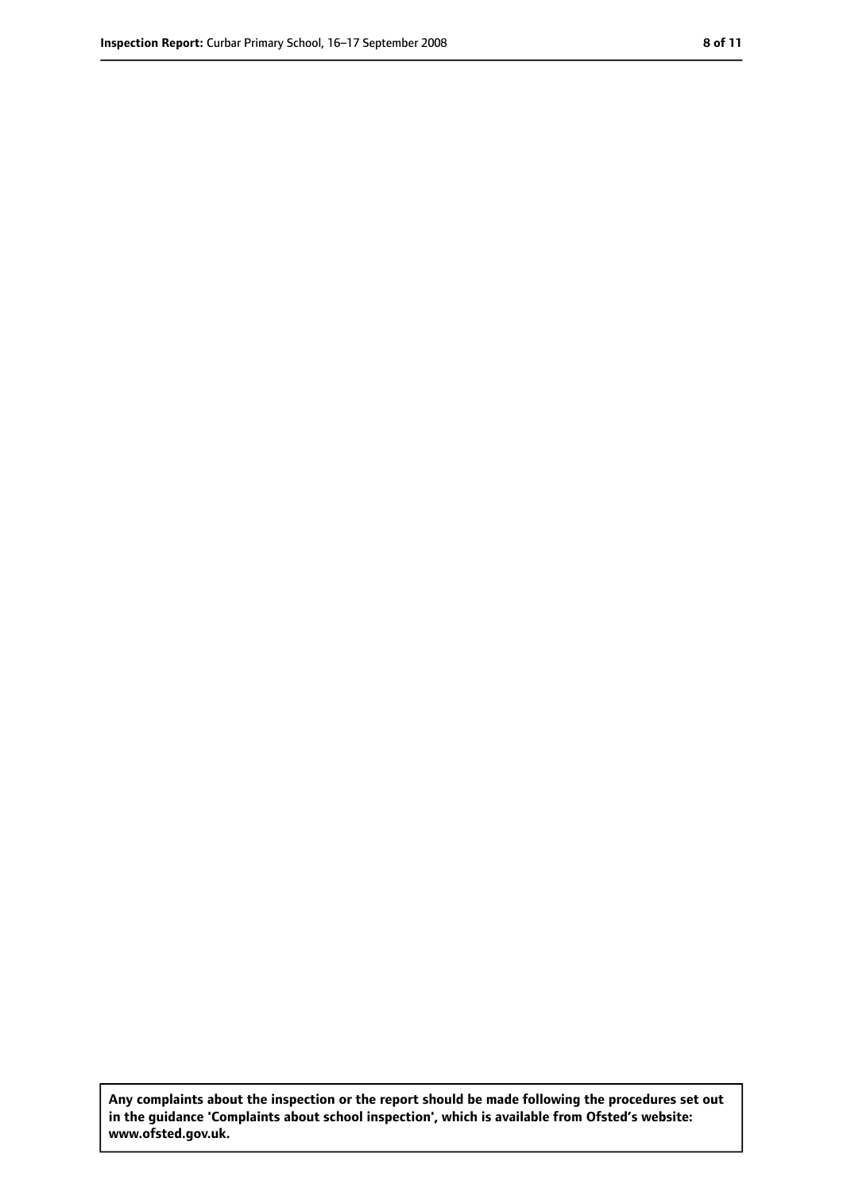**Any complaints about the inspection or the report should be made following the procedures set out in the guidance 'Complaints about school inspection', which is available from Ofsted's website: www.ofsted.gov.uk.**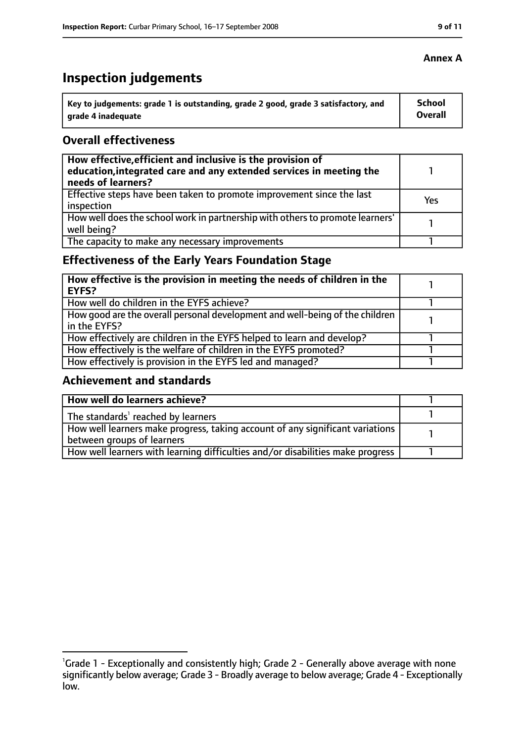**Annex A**

# Inspection judgements

| Key to judgements: grade 1 is outstanding, grade 2 good, grade 3 satisfactory, and grade 4 inadequate | School Overall |
|---|---|

## Overall effectiveness

| | |
|---|---|
| **How effective, efficient and inclusive is the provision of education, integrated care and any extended services in meeting the needs of learners?** | 1 |
| Effective steps have been taken to promote improvement since the last inspection | Yes |
| How well does the school work in partnership with others to promote learners' well being? | 1 |
| The capacity to make any necessary improvements | 1 |

## Effectiveness of the Early Years Foundation Stage

| | |
|---|---|
| **How effective is the provision in meeting the needs of children in the EYFS?** | 1 |
| How well do children in the EYFS achieve? | 1 |
| How good are the overall personal development and well-being of the children in the EYFS? | 1 |
| How effectively are children in the EYFS helped to learn and develop? | 1 |
| How effectively is the welfare of children in the EYFS promoted? | 1 |
| How effectively is provision in the EYFS led and managed? | 1 |

## Achievement and standards

| | |
|---|---|
| **How well do learners achieve?** | 1 |
| The standards[1] reached by learners | 1 |
| How well learners make progress, taking account of any significant variations between groups of learners | 1 |
| How well learners with learning difficulties and/or disabilities make progress | 1 |

[1] Grade 1 - Exceptionally and consistently high; Grade 2 - Generally above average with none significantly below average; Grade 3 - Broadly average to below average; Grade 4 - Exceptionally low.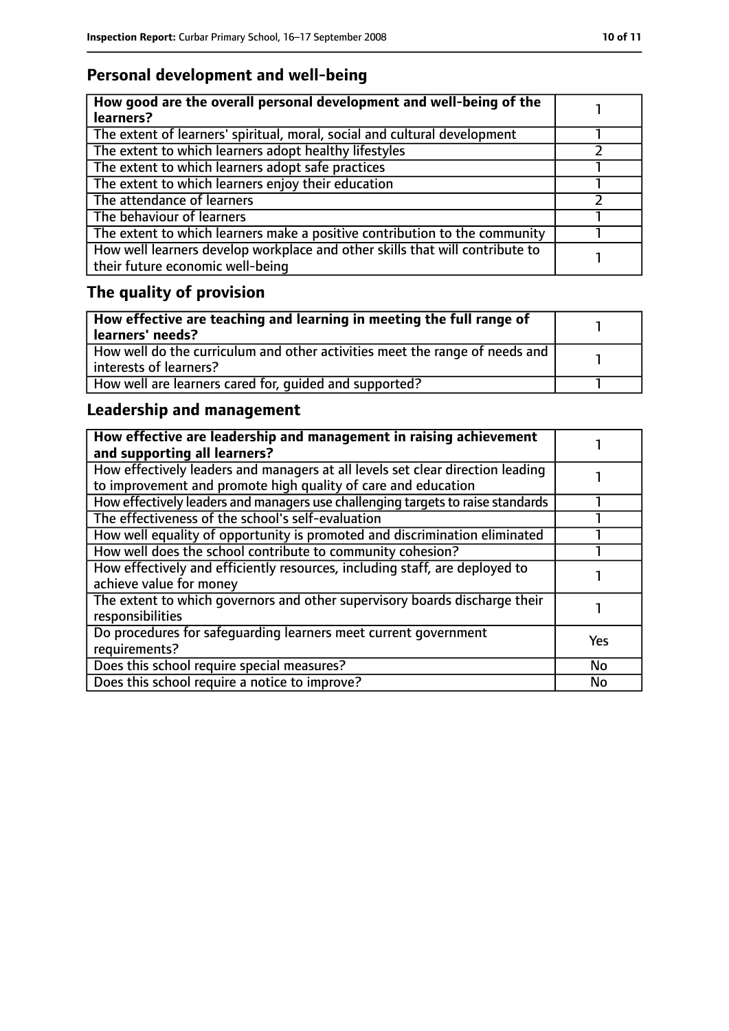## Personal development and well-being

| **How good are the overall personal development and well-being of the learners?** | 1 |
|---|---|
| The extent of learners' spiritual, moral, social and cultural development | 1 |
| The extent to which learners adopt healthy lifestyles | 2 |
| The extent to which learners adopt safe practices | 1 |
| The extent to which learners enjoy their education | 1 |
| The attendance of learners | 2 |
| The behaviour of learners | 1 |
| The extent to which learners make a positive contribution to the community | 1 |
| How well learners develop workplace and other skills that will contribute to their future economic well-being | 1 |

## The quality of provision

| **How effective are teaching and learning in meeting the full range of learners' needs?** | 1 |
|---|---|
| How well do the curriculum and other activities meet the range of needs and interests of learners? | 1 |
| How well are learners cared for, guided and supported? | 1 |

## Leadership and management

| **How effective are leadership and management in raising achievement and supporting all learners?** | 1 |
|---|---|
| How effectively leaders and managers at all levels set clear direction leading to improvement and promote high quality of care and education | 1 |
| How effectively leaders and managers use challenging targets to raise standards | 1 |
| The effectiveness of the school's self-evaluation | 1 |
| How well equality of opportunity is promoted and discrimination eliminated | 1 |
| How well does the school contribute to community cohesion? | 1 |
| How effectively and efficiently resources, including staff, are deployed to achieve value for money | 1 |
| The extent to which governors and other supervisory boards discharge their responsibilities | 1 |
| Do procedures for safeguarding learners meet current government requirements? | Yes |
| Does this school require special measures? | No |
| Does this school require a notice to improve? | No |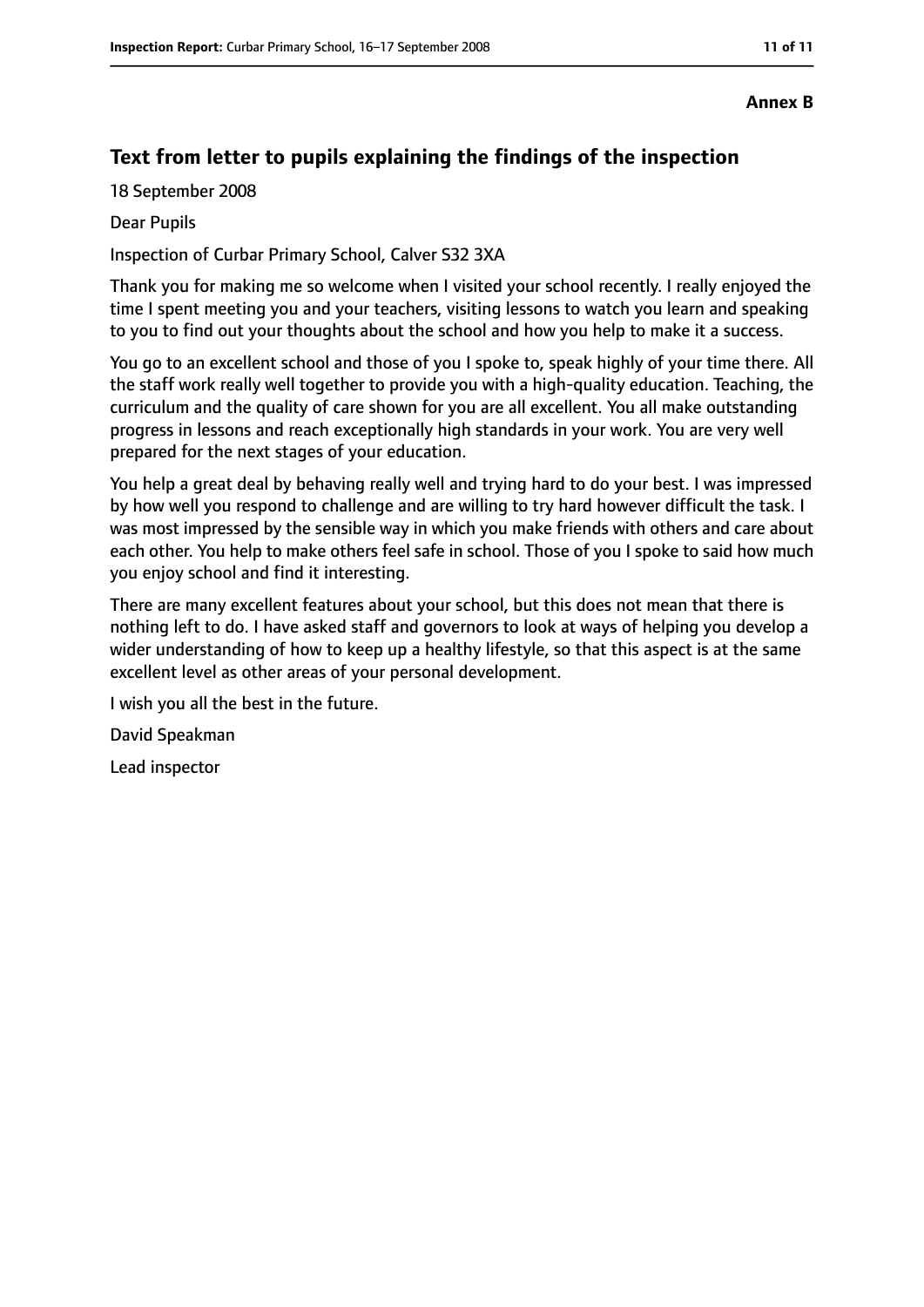**Annex B**

## Text from letter to pupils explaining the findings of the inspection

18 September 2008

Dear Pupils

Inspection of Curbar Primary School, Calver S32 3XA

Thank you for making me so welcome when I visited your school recently. I really enjoyed the time I spent meeting you and your teachers, visiting lessons to watch you learn and speaking to you to find out your thoughts about the school and how you help to make it a success.

You go to an excellent school and those of you I spoke to, speak highly of your time there. All the staff work really well together to provide you with a high-quality education. Teaching, the curriculum and the quality of care shown for you are all excellent. You all make outstanding progress in lessons and reach exceptionally high standards in your work. You are very well prepared for the next stages of your education.

You help a great deal by behaving really well and trying hard to do your best. I was impressed by how well you respond to challenge and are willing to try hard however difficult the task. I was most impressed by the sensible way in which you make friends with others and care about each other. You help to make others feel safe in school. Those of you I spoke to said how much you enjoy school and find it interesting.

There are many excellent features about your school, but this does not mean that there is nothing left to do. I have asked staff and governors to look at ways of helping you develop a wider understanding of how to keep up a healthy lifestyle, so that this aspect is at the same excellent level as other areas of your personal development.

I wish you all the best in the future.

David Speakman

Lead inspector